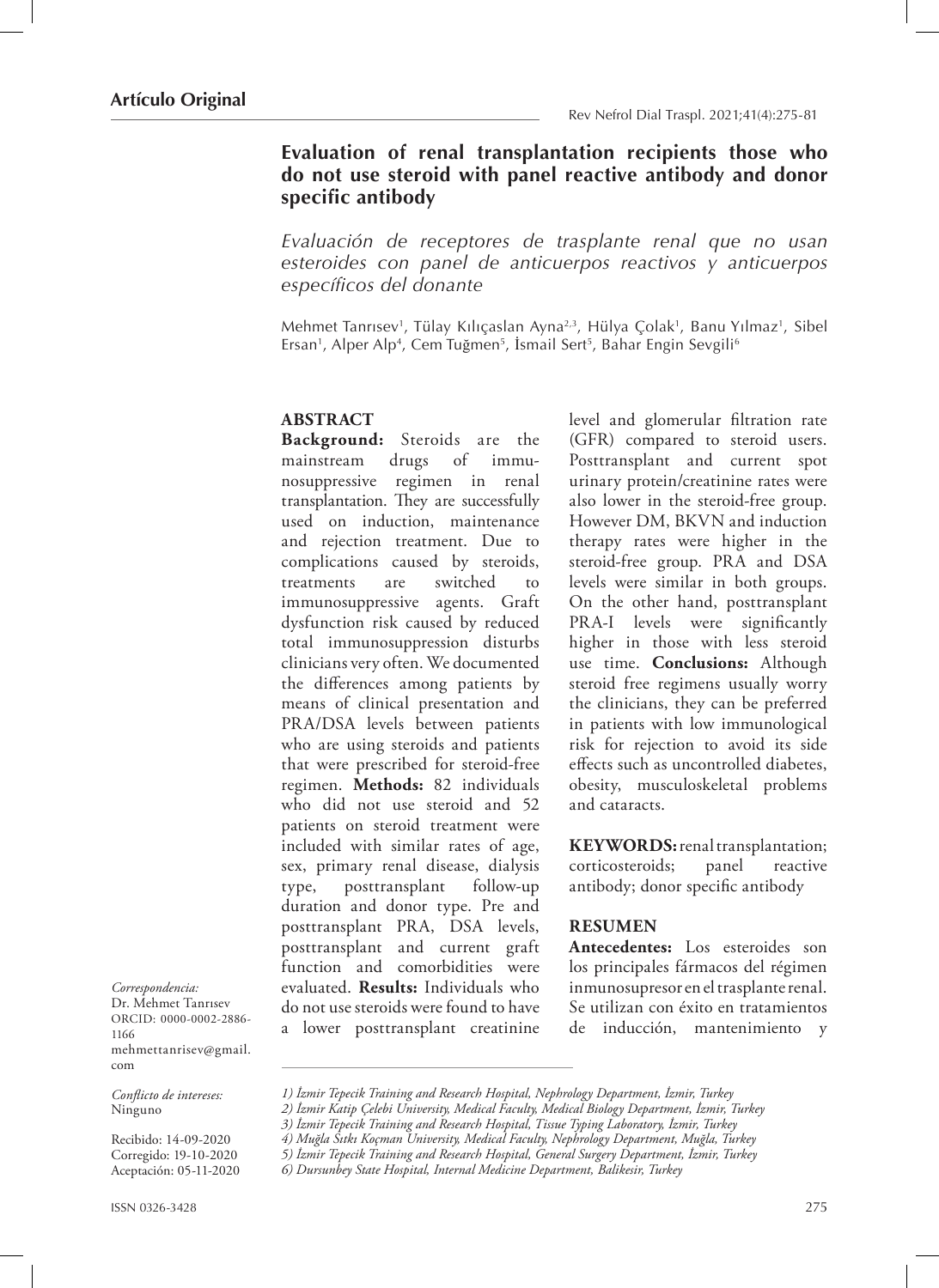**Artículo Original**

# Evaluation of renal transplantation recipients those who do not use steroid with panel reactive antibody and donor specific antibody

*Evaluación de receptores de trasplante renal que no usan esteroides con panel de anticuerpos reactivos y anticuerpos específicos del donante*

Mehmet Tanrısev[1], Tülay Kılıçaslan Ayna[2,3], Hülya Çolak[1], Banu Yılmaz[1], Sibel Ersan[1], Alper Alp[4], Cem Tuğmen[5], İsmail Sert[5], Bahar Engin Sevgili[6]

## ABSTRACT

**Background:** Steroids are the mainstream drugs of immunosuppressive regimen in renal transplantation. They are successfully used on induction, maintenance and rejection treatment. Due to complications caused by steroids, treatments are switched to immunosuppressive agents. Graft dysfunction risk caused by reduced total immunosuppression disturbs clinicians very often. We documented the differences among patients by means of clinical presentation and PRA/DSA levels between patients who are using steroids and patients that were prescribed for steroid-free regimen. **Methods:** 82 individuals who did not use steroid and 52 patients on steroid treatment were included with similar rates of age, sex, primary renal disease, dialysis type, posttransplant follow-up duration and donor type. Pre and posttransplant PRA, DSA levels, posttransplant and current graft function and comorbidities were evaluated. **Results:** Individuals who do not use steroids were found to have a lower posttransplant creatinine level and glomerular filtration rate (GFR) compared to steroid users. Posttransplant and current spot urinary protein/creatinine rates were also lower in the steroid-free group. However DM, BKVN and induction therapy rates were higher in the steroid-free group. PRA and DSA levels were similar in both groups. On the other hand, posttransplant PRA-I levels were significantly higher in those with less steroid use time. **Conclusions:** Although steroid free regimens usually worry the clinicians, they can be preferred in patients with low immunological risk for rejection to avoid its side effects such as uncontrolled diabetes, obesity, musculoskeletal problems and cataracts.

**KEYWORDS:** renal transplantation; corticosteroids; panel reactive antibody; donor specific antibody

## RESUMEN

**Antecedentes:** Los esteroides son los principales fármacos del régimen inmunosupresor en el trasplante renal. Se utilizan con éxito en tratamientos de inducción, mantenimiento y

*Correspondencia:*
Dr. Mehmet Tanrısev
ORCID: 0000-0002-2886-1166
mehmettanrisev@gmail.com

*Conflicto de intereses:* Ninguno

Recibido: 14-09-2020
Corregido: 19-10-2020
Aceptación: 05-11-2020

*1) İzmir Tepecik Training and Research Hospital, Nephrology Department, İzmir, Turkey*
*2) İzmir Katip Çelebi University, Medical Faculty, Medical Biology Department, İzmir, Turkey*
*3) İzmir Tepecik Training and Research Hospital, Tissue Typing Laboratory, İzmir, Turkey*
*4) Muğla Sıtkı Koçman University, Medical Faculty, Nephrology Department, Muğla, Turkey*
*5) İzmir Tepecik Training and Research Hospital, General Surgery Department, İzmir, Turkey*
*6) Dursunbey State Hospital, Internal Medicine Department, Balikesir, Turkey*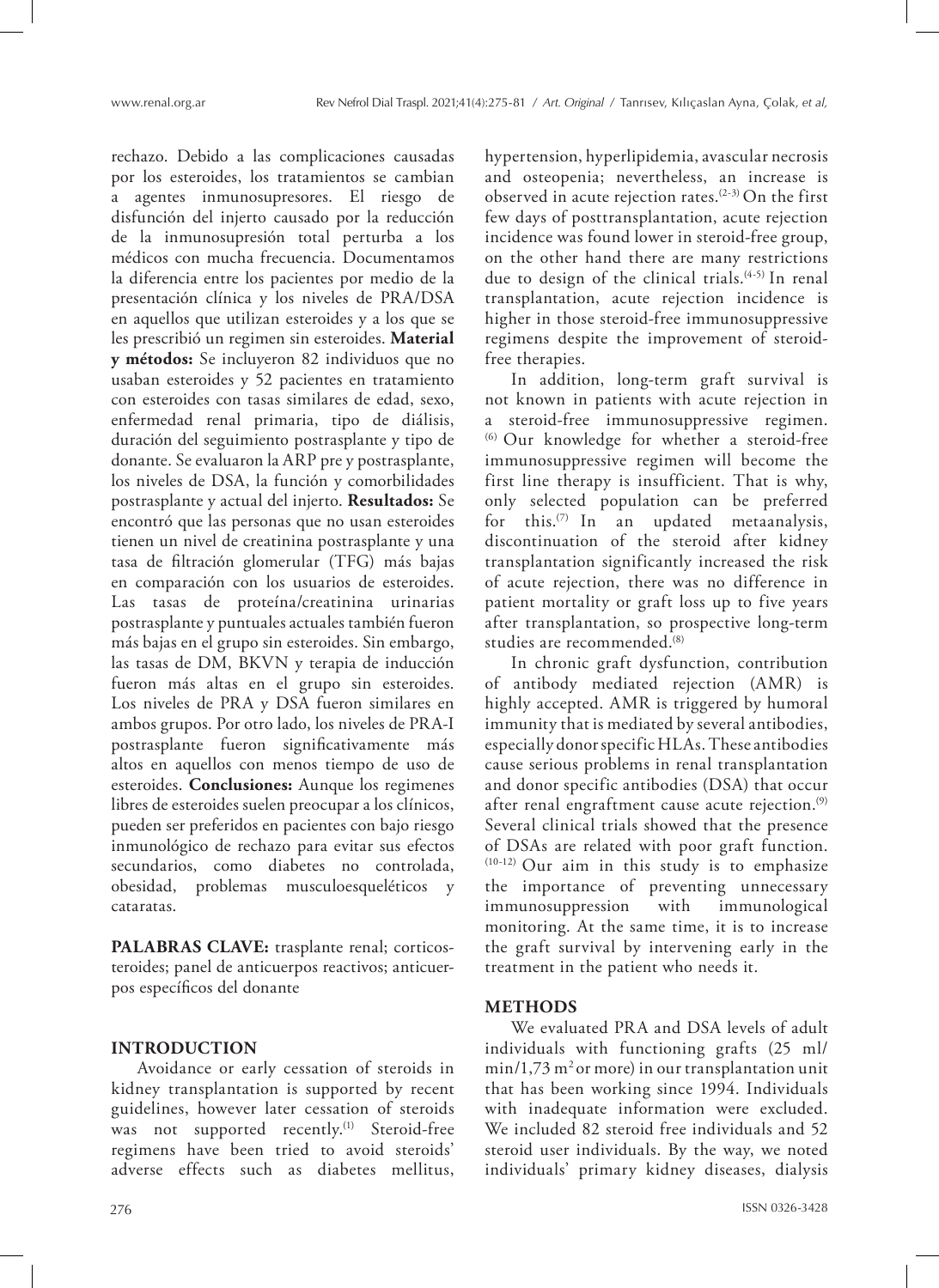rechazo. Debido a las complicaciones causadas por los esteroides, los tratamientos se cambian a agentes inmunosupresores. El riesgo de disfunción del injerto causado por la reducción de la inmunosupresión total perturba a los médicos con mucha frecuencia. Documentamos la diferencia entre los pacientes por medio de la presentación clínica y los niveles de PRA/DSA en aquellos que utilizan esteroides y a los que se les prescribió un regimen sin esteroides. **Material y métodos:** Se incluyeron 82 individuos que no usaban esteroides y 52 pacientes en tratamiento con esteroides con tasas similares de edad, sexo, enfermedad renal primaria, tipo de diálisis, duración del seguimiento postrasplante y tipo de donante. Se evaluaron la ARP pre y postrasplante, los niveles de DSA, la función y comorbilidades postrasplante y actual del injerto. **Resultados:** Se encontró que las personas que no usan esteroides tienen un nivel de creatinina postrasplante y una tasa de filtración glomerular (TFG) más bajas en comparación con los usuarios de esteroides. Las tasas de proteína/creatinina urinarias postrasplante y puntuales actuales también fueron más bajas en el grupo sin esteroides. Sin embargo, las tasas de DM, BKVN y terapia de inducción fueron más altas en el grupo sin esteroides. Los niveles de PRA y DSA fueron similares en ambos grupos. Por otro lado, los niveles de PRA-I postrasplante fueron significativamente más altos en aquellos con menos tiempo de uso de esteroides. **Conclusiones:** Aunque los regimenes libres de esteroides suelen preocupar a los clínicos, pueden ser preferidos en pacientes con bajo riesgo inmunológico de rechazo para evitar sus efectos secundarios, como diabetes no controlada, obesidad, problemas musculoesqueléticos y cataratas.

**PALABRAS CLAVE:** trasplante renal; corticosteroides; panel de anticuerpos reactivos; anticuerpos específicos del donante

## INTRODUCTION

Avoidance or early cessation of steroids in kidney transplantation is supported by recent guidelines, however later cessation of steroids was not supported recently.[1] Steroid-free regimens have been tried to avoid steroids' adverse effects such as diabetes mellitus, hypertension, hyperlipidemia, avascular necrosis and osteopenia; nevertheless, an increase is observed in acute rejection rates.[2-3] On the first few days of posttransplantation, acute rejection incidence was found lower in steroid-free group, on the other hand there are many restrictions due to design of the clinical trials.[4-5] In renal transplantation, acute rejection incidence is higher in those steroid-free immunosuppressive regimens despite the improvement of steroid-free therapies.

In addition, long-term graft survival is not known in patients with acute rejection in a steroid-free immunosuppressive regimen.[6] Our knowledge for whether a steroid-free immunosuppressive regimen will become the first line therapy is insufficient. That is why, only selected population can be preferred for this.[7] In an updated metaanalysis, discontinuation of the steroid after kidney transplantation significantly increased the risk of acute rejection, there was no difference in patient mortality or graft loss up to five years after transplantation, so prospective long-term studies are recommended.[8]

In chronic graft dysfunction, contribution of antibody mediated rejection (AMR) is highly accepted. AMR is triggered by humoral immunity that is mediated by several antibodies, especially donor specific HLAs. These antibodies cause serious problems in renal transplantation and donor specific antibodies (DSA) that occur after renal engraftment cause acute rejection.[9] Several clinical trials showed that the presence of DSAs are related with poor graft function.[10-12] Our aim in this study is to emphasize the importance of preventing unnecessary immunosuppression with immunological monitoring. At the same time, it is to increase the graft survival by intervening early in the treatment in the patient who needs it.

## METHODS

We evaluated PRA and DSA levels of adult individuals with functioning grafts (25 ml/min/1,73 $m^2$ or more) in our transplantation unit that has been working since 1994. Individuals with inadequate information were excluded. We included 82 steroid free individuals and 52 steroid user individuals. By the way, we noted individuals' primary kidney diseases, dialysis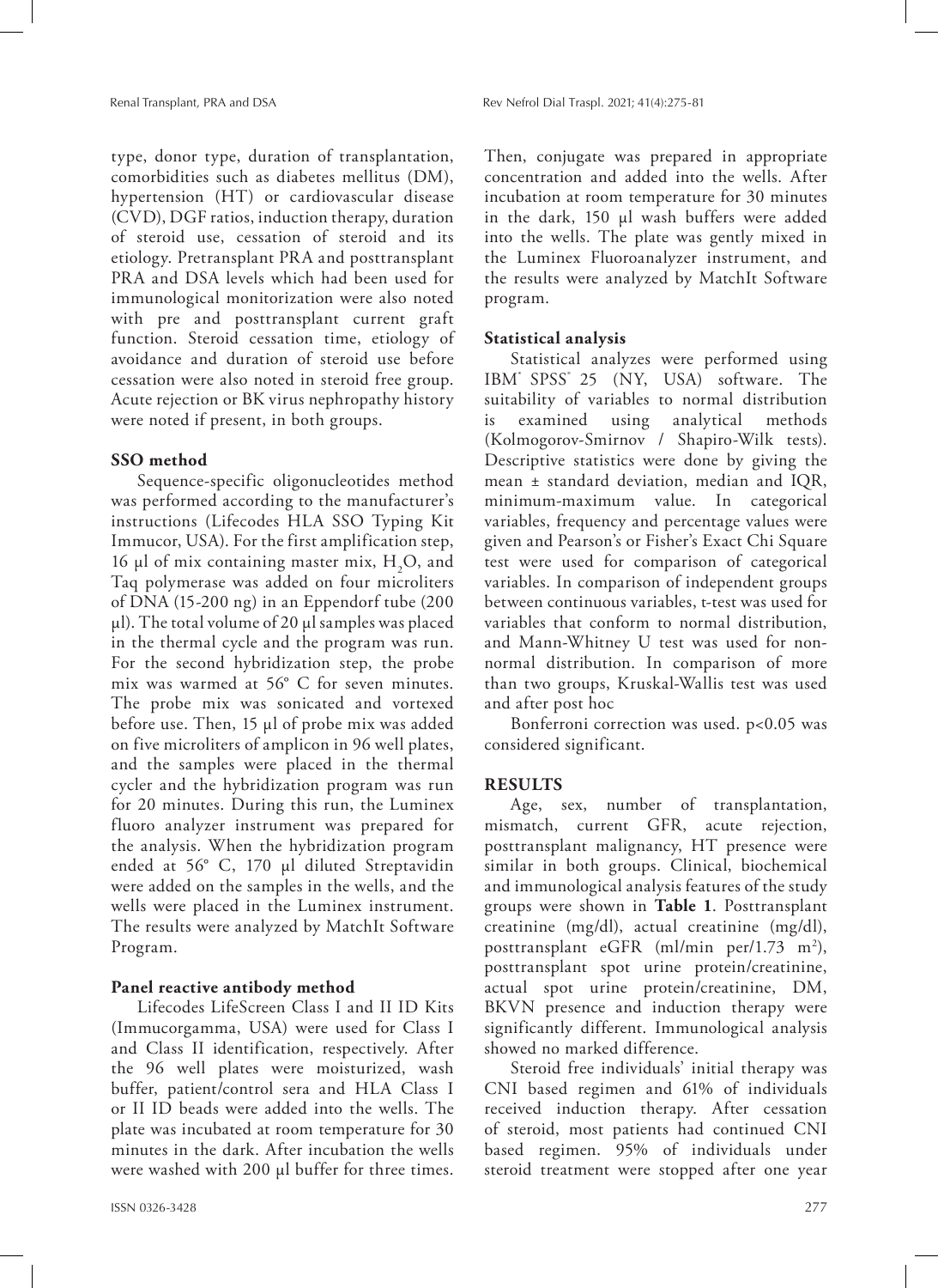type, donor type, duration of transplantation, comorbidities such as diabetes mellitus (DM), hypertension (HT) or cardiovascular disease (CVD), DGF ratios, induction therapy, duration of steroid use, cessation of steroid and its etiology. Pretransplant PRA and posttransplant PRA and DSA levels which had been used for immunological monitorization were also noted with pre and posttransplant current graft function. Steroid cessation time, etiology of avoidance and duration of steroid use before cessation were also noted in steroid free group. Acute rejection or BK virus nephropathy history were noted if present, in both groups.

**SSO method**

Sequence-specific oligonucleotides method was performed according to the manufacturer's instructions (Lifecodes HLA SSO Typing Kit Immucor, USA). For the first amplification step, 16 µl of mix containing master mix, $H_2O$, and Taq polymerase was added on four microliters of DNA (15-200 ng) in an Eppendorf tube (200 µl). The total volume of 20 µl samples was placed in the thermal cycle and the program was run. For the second hybridization step, the probe mix was warmed at 56° C for seven minutes. The probe mix was sonicated and vortexed before use. Then, 15 µl of probe mix was added on five microliters of amplicon in 96 well plates, and the samples were placed in the thermal cycler and the hybridization program was run for 20 minutes. During this run, the Luminex fluoro analyzer instrument was prepared for the analysis. When the hybridization program ended at 56° C, 170 µl diluted Streptavidin were added on the samples in the wells, and the wells were placed in the Luminex instrument. The results were analyzed by MatchIt Software Program.

**Panel reactive antibody method**

Lifecodes LifeScreen Class I and II ID Kits (Immucorgamma, USA) were used for Class I and Class II identification, respectively. After the 96 well plates were moisturized, wash buffer, patient/control sera and HLA Class I or II ID beads were added into the wells. The plate was incubated at room temperature for 30 minutes in the dark. After incubation the wells were washed with 200 µl buffer for three times. Then, conjugate was prepared in appropriate concentration and added into the wells. After incubation at room temperature for 30 minutes in the dark, 150 µl wash buffers were added into the wells. The plate was gently mixed in the Luminex Fluoroanalyzer instrument, and the results were analyzed by MatchIt Software program.

**Statistical analysis**

Statistical analyzes were performed using IBM® SPSS® 25 (NY, USA) software. The suitability of variables to normal distribution is examined using analytical methods (Kolmogorov-Smirnov / Shapiro-Wilk tests). Descriptive statistics were done by giving the mean ± standard deviation, median and IQR, minimum-maximum value. In categorical variables, frequency and percentage values were given and Pearson's or Fisher's Exact Chi Square test were used for comparison of categorical variables. In comparison of independent groups between continuous variables, t-test was used for variables that conform to normal distribution, and Mann-Whitney U test was used for non-normal distribution. In comparison of more than two groups, Kruskal-Wallis test was used and after post hoc

Bonferroni correction was used. $p<0.05$ was considered significant.

**RESULTS**

Age, sex, number of transplantation, mismatch, current GFR, acute rejection, posttransplant malignancy, HT presence were similar in both groups. Clinical, biochemical and immunological analysis features of the study groups were shown in **Table 1**. Posttransplant creatinine (mg/dl), actual creatinine (mg/dl), posttransplant eGFR (ml/min per/1.73 $m^2$), posttransplant spot urine protein/creatinine, actual spot urine protein/creatinine, DM, BKVN presence and induction therapy were significantly different. Immunological analysis showed no marked difference.

Steroid free individuals' initial therapy was CNI based regimen and 61% of individuals received induction therapy. After cessation of steroid, most patients had continued CNI based regimen. 95% of individuals under steroid treatment were stopped after one year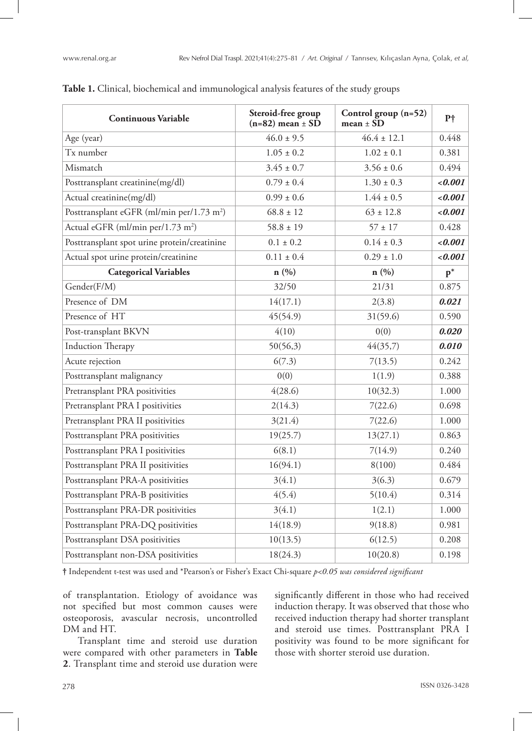**Table 1.** Clinical, biochemical and immunological analysis features of the study groups

| Continuous Variable | Steroid-free group (n=82) mean ± SD | Control group (n=52) mean ± SD | P† |
|---|---|---|---|
| Age (year) | 46.0 ± 9.5 | 46.4 ± 12.1 | 0.448 |
| Tx number | 1.05 ± 0.2 | 1.02 ± 0.1 | 0.381 |
| Mismatch | 3.45 ± 0.7 | 3.56 ± 0.6 | 0.494 |
| Posttransplant creatinine(mg/dl) | 0.79 ± 0.4 | 1.30 ± 0.3 | ***<0.001*** |
| Actual creatinine(mg/dl) | 0.99 ± 0.6 | 1.44 ± 0.5 | ***<0.001*** |
| Posttransplant eGFR (ml/min per/1.73 m²) | 68.8 ± 12 | 63 ± 12.8 | ***<0.001*** |
| Actual eGFR (ml/min per/1.73 m²) | 58.8 ± 19 | 57 ± 17 | 0.428 |
| Posttransplant spot urine protein/creatinine | 0.1 ± 0.2 | 0.14 ± 0.3 | ***<0.001*** |
| Actual spot urine protein/creatinine | 0.11 ± 0.4 | 0.29 ± 1.0 | ***<0.001*** |
| **Categorical Variables** | **n (%)** | **n (%)** | **p*** |
| Gender(F/M) | 32/50 | 21/31 | 0.875 |
| Presence of DM | 14(17.1) | 2(3.8) | ***0.021*** |
| Presence of HT | 45(54.9) | 31(59.6) | 0.590 |
| Post-transplant BKVN | 4(10) | 0(0) | ***0.020*** |
| Induction Therapy | 50(56,3) | 44(35,7) | ***0.010*** |
| Acute rejection | 6(7.3) | 7(13.5) | 0.242 |
| Posttransplant malignancy | 0(0) | 1(1.9) | 0.388 |
| Pretransplant PRA positivities | 4(28.6) | 10(32.3) | 1.000 |
| Pretransplant PRA I positivities | 2(14.3) | 7(22.6) | 0.698 |
| Pretransplant PRA II positivities | 3(21.4) | 7(22.6) | 1.000 |
| Posttransplant PRA positivities | 19(25.7) | 13(27.1) | 0.863 |
| Posttransplant PRA I positivities | 6(8.1) | 7(14.9) | 0.240 |
| Posttransplant PRA II positivities | 16(94.1) | 8(100) | 0.484 |
| Posttransplant PRA-A positivities | 3(4.1) | 3(6.3) | 0.679 |
| Posttransplant PRA-B positivities | 4(5.4) | 5(10.4) | 0.314 |
| Posttransplant PRA-DR positivities | 3(4.1) | 1(2.1) | 1.000 |
| Posttransplant PRA-DQ positivities | 14(18.9) | 9(18.8) | 0.981 |
| Posttransplant DSA positivities | 10(13.5) | 6(12.5) | 0.208 |
| Posttransplant non-DSA positivities | 18(24.3) | 10(20.8) | 0.198 |

† Independent t-test was used and *Pearson's or Fisher's Exact Chi-square *$p<0.05$ was considered significant*

of transplantation. Etiology of avoidance was not specified but most common causes were osteoporosis, avascular necrosis, uncontrolled DM and HT.

Transplant time and steroid use duration were compared with other parameters in **Table 2**. Transplant time and steroid use duration were significantly different in those who had received induction therapy. It was observed that those who received induction therapy had shorter transplant and steroid use times. Posttransplant PRA I positivity was found to be more significant for those with shorter steroid use duration.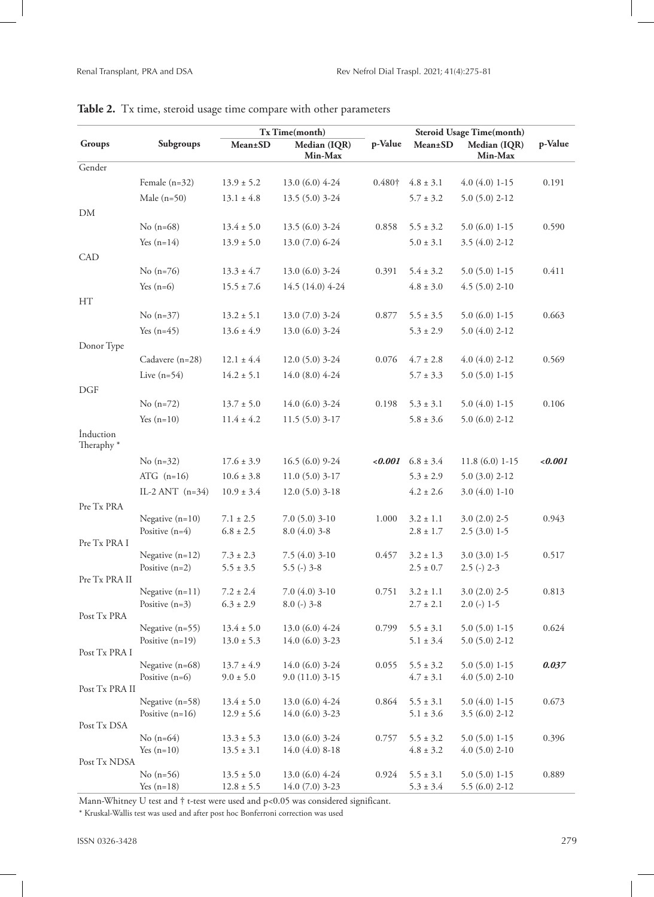**Table 2.** Tx time, steroid usage time compare with other parameters

| Groups | Subgroups | Tx Time(month) | | p-Value | Steroid Usage Time(month) | | p-Value |
|---|---|---|---|---|---|---|---|
| | | Mean±SD | Median (IQR) Min-Max | | Mean±SD | Median (IQR) Min-Max | |
| Gender | | | | | | | |
| | Female (n=32) | 13.9 ± 5.2 | 13.0 (6.0) 4-24 | 0.480† | 4.8 ± 3.1 | 4.0 (4.0) 1-15 | 0.191 |
| | Male (n=50) | 13.1 ± 4.8 | 13.5 (5.0) 3-24 | | 5.7 ± 3.2 | 5.0 (5.0) 2-12 | |
| DM | | | | | | | |
| | No (n=68) | 13.4 ± 5.0 | 13.5 (6.0) 3-24 | 0.858 | 5.5 ± 3.2 | 5.0 (6.0) 1-15 | 0.590 |
| | Yes (n=14) | 13.9 ± 5.0 | 13.0 (7.0) 6-24 | | 5.0 ± 3.1 | 3.5 (4.0) 2-12 | |
| CAD | | | | | | | |
| | No (n=76) | 13.3 ± 4.7 | 13.0 (6.0) 3-24 | 0.391 | 5.4 ± 3.2 | 5.0 (5.0) 1-15 | 0.411 |
| | Yes (n=6) | 15.5 ± 7.6 | 14.5 (14.0) 4-24 | | 4.8 ± 3.0 | 4.5 (5.0) 2-10 | |
| HT | | | | | | | |
| | No (n=37) | 13.2 ± 5.1 | 13.0 (7.0) 3-24 | 0.877 | 5.5 ± 3.5 | 5.0 (6.0) 1-15 | 0.663 |
| | Yes (n=45) | 13.6 ± 4.9 | 13.0 (6.0) 3-24 | | 5.3 ± 2.9 | 5.0 (4.0) 2-12 | |
| Donor Type | | | | | | | |
| | Cadavere (n=28) | 12.1 ± 4.4 | 12.0 (5.0) 3-24 | 0.076 | 4.7 ± 2.8 | 4.0 (4.0) 2-12 | 0.569 |
| | Live (n=54) | 14.2 ± 5.1 | 14.0 (8.0) 4-24 | | 5.7 ± 3.3 | 5.0 (5.0) 1-15 | |
| DGF | | | | | | | |
| | No (n=72) | 13.7 ± 5.0 | 14.0 (6.0) 3-24 | 0.198 | 5.3 ± 3.1 | 5.0 (4.0) 1-15 | 0.106 |
| | Yes (n=10) | 11.4 ± 4.2 | 11.5 (5.0) 3-17 | | 5.8 ± 3.6 | 5.0 (6.0) 2-12 | |
| İnduction Theraphy * | | | | | | | |
| | No (n=32) | 17.6 ± 3.9 | 16.5 (6.0) 9-24 | ***<0.001*** | 6.8 ± 3.4 | 11.8 (6.0) 1-15 | ***<0.001*** |
| | ATG (n=16) | 10.6 ± 3.8 | 11.0 (5.0) 3-17 | | 5.3 ± 2.9 | 5.0 (3.0) 2-12 | |
| | IL-2 ANT (n=34) | 10.9 ± 3.4 | 12.0 (5.0) 3-18 | | 4.2 ± 2.6 | 3.0 (4.0) 1-10 | |
| Pre Tx PRA | | | | | | | |
| | Negative (n=10) | 7.1 ± 2.5 | 7.0 (5.0) 3-10 | 1.000 | 3.2 ± 1.1 | 3.0 (2.0) 2-5 | 0.943 |
| | Positive (n=4) | 6.8 ± 2.5 | 8.0 (4.0) 3-8 | | 2.8 ± 1.7 | 2.5 (3.0) 1-5 | |
| Pre Tx PRA I | | | | | | | |
| | Negative (n=12) | 7.3 ± 2.3 | 7.5 (4.0) 3-10 | 0.457 | 3.2 ± 1.3 | 3.0 (3.0) 1-5 | 0.517 |
| | Positive (n=2) | 5.5 ± 3.5 | 5.5 (-) 3-8 | | 2.5 ± 0.7 | 2.5 (-) 2-3 | |
| Pre Tx PRA II | | | | | | | |
| | Negative (n=11) | 7.2 ± 2.4 | 7.0 (4.0) 3-10 | 0.751 | 3.2 ± 1.1 | 3.0 (2.0) 2-5 | 0.813 |
| | Positive (n=3) | 6.3 ± 2.9 | 8.0 (-) 3-8 | | 2.7 ± 2.1 | 2.0 (-) 1-5 | |
| Post Tx PRA | | | | | | | |
| | Negative (n=55) | 13.4 ± 5.0 | 13.0 (6.0) 4-24 | 0.799 | 5.5 ± 3.1 | 5.0 (5.0) 1-15 | 0.624 |
| | Positive (n=19) | 13.0 ± 5.3 | 14.0 (6.0) 3-23 | | 5.1 ± 3.4 | 5.0 (5.0) 2-12 | |
| Post Tx PRA I | | | | | | | |
| | Negative (n=68) | 13.7 ± 4.9 | 14.0 (6.0) 3-24 | 0.055 | 5.5 ± 3.2 | 5.0 (5.0) 1-15 | ***0.037*** |
| | Positive (n=6) | 9.0 ± 5.0 | 9.0 (11.0) 3-15 | | 4.7 ± 3.1 | 4.0 (5.0) 2-10 | |
| Post Tx PRA II | | | | | | | |
| | Negative (n=58) | 13.4 ± 5.0 | 13.0 (6.0) 4-24 | 0.864 | 5.5 ± 3.1 | 5.0 (4.0) 1-15 | 0.673 |
| | Positive (n=16) | 12.9 ± 5.6 | 14.0 (6.0) 3-23 | | 5.1 ± 3.6 | 3.5 (6.0) 2-12 | |
| Post Tx DSA | | | | | | | |
| | No (n=64) | 13.3 ± 5.3 | 13.0 (6.0) 3-24 | 0.757 | 5.5 ± 3.2 | 5.0 (5.0) 1-15 | 0.396 |
| | Yes (n=10) | 13.5 ± 3.1 | 14.0 (4.0) 8-18 | | 4.8 ± 3.2 | 4.0 (5.0) 2-10 | |
| Post Tx NDSA | | | | | | | |
| | No (n=56) | 13.5 ± 5.0 | 13.0 (6.0) 4-24 | 0.924 | 5.5 ± 3.1 | 5.0 (5.0) 1-15 | 0.889 |
| | Yes (n=18) | 12.8 ± 5.5 | 14.0 (7.0) 3-23 | | 5.3 ± 3.4 | 5.5 (6.0) 2-12 | |

Mann-Whitney U test and † t-test were used and p<0.05 was considered significant.

* Kruskal-Wallis test was used and after post hoc Bonferroni correction was used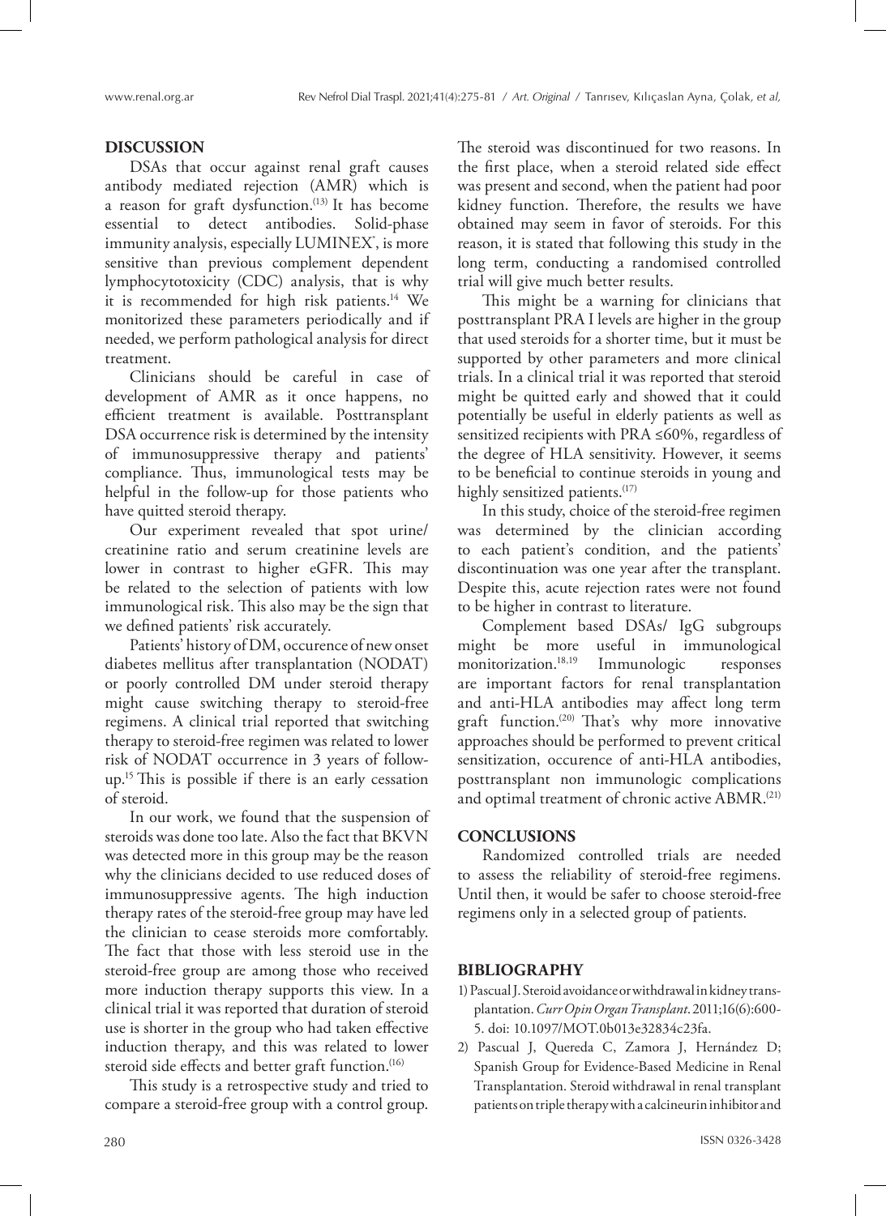## DISCUSSION

DSAs that occur against renal graft causes antibody mediated rejection (AMR) which is a reason for graft dysfunction.[13] It has become essential to detect antibodies. Solid-phase immunity analysis, especially LUMINEX®, is more sensitive than previous complement dependent lymphocytotoxicity (CDC) analysis, that is why it is recommended for high risk patients.[14] We monitorized these parameters periodically and if needed, we perform pathological analysis for direct treatment.

Clinicians should be careful in case of development of AMR as it once happens, no efficient treatment is available. Posttransplant DSA occurrence risk is determined by the intensity of immunosuppressive therapy and patients' compliance. Thus, immunological tests may be helpful in the follow-up for those patients who have quitted steroid therapy.

Our experiment revealed that spot urine/creatinine ratio and serum creatinine levels are lower in contrast to higher eGFR. This may be related to the selection of patients with low immunological risk. This also may be the sign that we defined patients' risk accurately.

Patients' history of DM, occurence of new onset diabetes mellitus after transplantation (NODAT) or poorly controlled DM under steroid therapy might cause switching therapy to steroid-free regimens. A clinical trial reported that switching therapy to steroid-free regimen was related to lower risk of NODAT occurrence in 3 years of follow-up.[15] This is possible if there is an early cessation of steroid.

In our work, we found that the suspension of steroids was done too late. Also the fact that BKVN was detected more in this group may be the reason why the clinicians decided to use reduced doses of immunosuppressive agents. The high induction therapy rates of the steroid-free group may have led the clinician to cease steroids more comfortably. The fact that those with less steroid use in the steroid-free group are among those who received more induction therapy supports this view. In a clinical trial it was reported that duration of steroid use is shorter in the group who had taken effective induction therapy, and this was related to lower steroid side effects and better graft function.[16]

This study is a retrospective study and tried to compare a steroid-free group with a control group. The steroid was discontinued for two reasons. In the first place, when a steroid related side effect was present and second, when the patient had poor kidney function. Therefore, the results we have obtained may seem in favor of steroids. For this reason, it is stated that following this study in the long term, conducting a randomised controlled trial will give much better results.

This might be a warning for clinicians that posttransplant PRA I levels are higher in the group that used steroids for a shorter time, but it must be supported by other parameters and more clinical trials. In a clinical trial it was reported that steroid might be quitted early and showed that it could potentially be useful in elderly patients as well as sensitized recipients with PRA ≤60%, regardless of the degree of HLA sensitivity. However, it seems to be beneficial to continue steroids in young and highly sensitized patients.[17]

In this study, choice of the steroid-free regimen was determined by the clinician according to each patient's condition, and the patients' discontinuation was one year after the transplant. Despite this, acute rejection rates were not found to be higher in contrast to literature.

Complement based DSAs/ IgG subgroups might be more useful in immunological monitorization.[18,19] Immunologic responses are important factors for renal transplantation and anti-HLA antibodies may affect long term graft function.[20] That's why more innovative approaches should be performed to prevent critical sensitization, occurence of anti-HLA antibodies, posttransplant non immunologic complications and optimal treatment of chronic active ABMR.[21]

## CONCLUSIONS

Randomized controlled trials are needed to assess the reliability of steroid-free regimens. Until then, it would be safer to choose steroid-free regimens only in a selected group of patients.

## BIBLIOGRAPHY

1) Pascual J. Steroid avoidance or withdrawal in kidney transplantation. *Curr Opin Organ Transplant*. 2011;16(6):600-5. doi: 10.1097/MOT.0b013e32834c23fa.
2) Pascual J, Quereda C, Zamora J, Hernández D; Spanish Group for Evidence-Based Medicine in Renal Transplantation. Steroid withdrawal in renal transplant patients on triple therapy with a calcineurin inhibitor and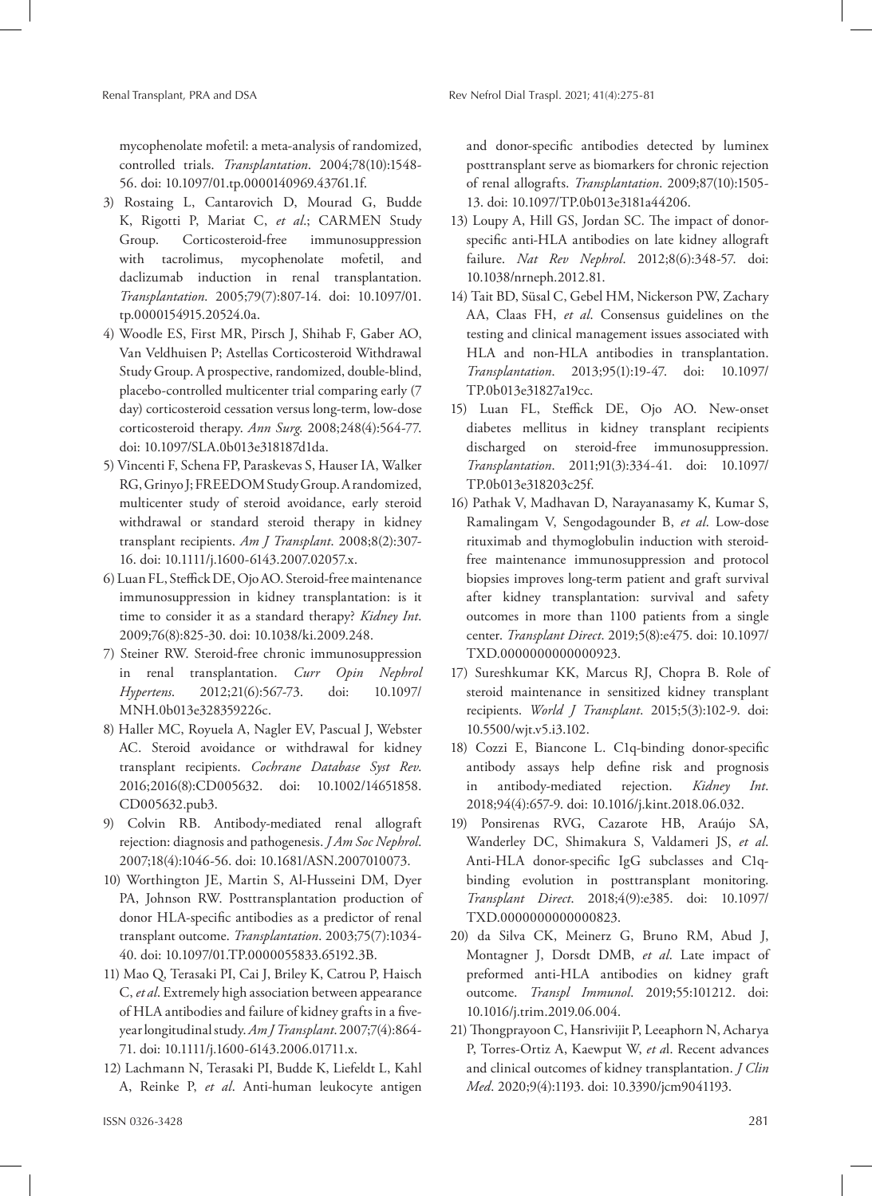mycophenolate mofetil: a meta-analysis of randomized, controlled trials. *Transplantation*. 2004;78(10):1548-56. doi: 10.1097/01.tp.0000140969.43761.1f.

3) Rostaing L, Cantarovich D, Mourad G, Budde K, Rigotti P, Mariat C, *et al*.; CARMEN Study Group. Corticosteroid-free immunosuppression with tacrolimus, mycophenolate mofetil, and daclizumab induction in renal transplantation. *Transplantation*. 2005;79(7):807-14. doi: 10.1097/01.tp.0000154915.20524.0a.

4) Woodle ES, First MR, Pirsch J, Shihab F, Gaber AO, Van Veldhuisen P; Astellas Corticosteroid Withdrawal Study Group. A prospective, randomized, double-blind, placebo-controlled multicenter trial comparing early (7 day) corticosteroid cessation versus long-term, low-dose corticosteroid therapy. *Ann Surg*. 2008;248(4):564-77. doi: 10.1097/SLA.0b013e318187d1da.

5) Vincenti F, Schena FP, Paraskevas S, Hauser IA, Walker RG, Grinyo J; FREEDOM Study Group. A randomized, multicenter study of steroid avoidance, early steroid withdrawal or standard steroid therapy in kidney transplant recipients. *Am J Transplant*. 2008;8(2):307-16. doi: 10.1111/j.1600-6143.2007.02057.x.

6) Luan FL, Steffick DE, Ojo AO. Steroid-free maintenance immunosuppression in kidney transplantation: is it time to consider it as a standard therapy? *Kidney Int*. 2009;76(8):825-30. doi: 10.1038/ki.2009.248.

7) Steiner RW. Steroid-free chronic immunosuppression in renal transplantation. *Curr Opin Nephrol Hypertens*. 2012;21(6):567-73. doi: 10.1097/MNH.0b013e328359226c.

8) Haller MC, Royuela A, Nagler EV, Pascual J, Webster AC. Steroid avoidance or withdrawal for kidney transplant recipients. *Cochrane Database Syst Rev*. 2016;2016(8):CD005632. doi: 10.1002/14651858.CD005632.pub3.

9) Colvin RB. Antibody-mediated renal allograft rejection: diagnosis and pathogenesis. *J Am Soc Nephrol*. 2007;18(4):1046-56. doi: 10.1681/ASN.2007010073.

10) Worthington JE, Martin S, Al-Husseini DM, Dyer PA, Johnson RW. Posttransplantation production of donor HLA-specific antibodies as a predictor of renal transplant outcome. *Transplantation*. 2003;75(7):1034-40. doi: 10.1097/01.TP.0000055833.65192.3B.

11) Mao Q, Terasaki PI, Cai J, Briley K, Catrou P, Haisch C, *et al*. Extremely high association between appearance of HLA antibodies and failure of kidney grafts in a five-year longitudinal study. *Am J Transplant*. 2007;7(4):864-71. doi: 10.1111/j.1600-6143.2006.01711.x.

12) Lachmann N, Terasaki PI, Budde K, Liefeldt L, Kahl A, Reinke P, *et al*. Anti-human leukocyte antigen and donor-specific antibodies detected by luminex posttransplant serve as biomarkers for chronic rejection of renal allografts. *Transplantation*. 2009;87(10):1505-13. doi: 10.1097/TP.0b013e3181a44206.

13) Loupy A, Hill GS, Jordan SC. The impact of donor-specific anti-HLA antibodies on late kidney allograft failure. *Nat Rev Nephrol*. 2012;8(6):348-57. doi: 10.1038/nrneph.2012.81.

14) Tait BD, Süsal C, Gebel HM, Nickerson PW, Zachary AA, Claas FH, *et al*. Consensus guidelines on the testing and clinical management issues associated with HLA and non-HLA antibodies in transplantation. *Transplantation*. 2013;95(1):19-47. doi: 10.1097/TP.0b013e31827a19cc.

15) Luan FL, Steffick DE, Ojo AO. New-onset diabetes mellitus in kidney transplant recipients discharged on steroid-free immunosuppression. *Transplantation*. 2011;91(3):334-41. doi: 10.1097/TP.0b013e318203c25f.

16) Pathak V, Madhavan D, Narayanasamy K, Kumar S, Ramalingam V, Sengodagounder B, *et al*. Low-dose rituximab and thymoglobulin induction with steroid-free maintenance immunosuppression and protocol biopsies improves long-term patient and graft survival after kidney transplantation: survival and safety outcomes in more than 1100 patients from a single center. *Transplant Direct*. 2019;5(8):e475. doi: 10.1097/TXD.0000000000000923.

17) Sureshkumar KK, Marcus RJ, Chopra B. Role of steroid maintenance in sensitized kidney transplant recipients. *World J Transplant*. 2015;5(3):102-9. doi: 10.5500/wjt.v5.i3.102.

18) Cozzi E, Biancone L. C1q-binding donor-specific antibody assays help define risk and prognosis in antibody-mediated rejection. *Kidney Int*. 2018;94(4):657-9. doi: 10.1016/j.kint.2018.06.032.

19) Ponsirenas RVG, Cazarote HB, Araújo SA, Wanderley DC, Shimakura S, Valdameri JS, *et al*. Anti-HLA donor-specific IgG subclasses and C1q-binding evolution in posttransplant monitoring. *Transplant Direct*. 2018;4(9):e385. doi: 10.1097/TXD.0000000000000823.

20) da Silva CK, Meinerz G, Bruno RM, Abud J, Montagner J, Dorsdt DMB, *et al*. Late impact of preformed anti-HLA antibodies on kidney graft outcome. *Transpl Immunol*. 2019;55:101212. doi: 10.1016/j.trim.2019.06.004.

21) Thongprayoon C, Hansrivijit P, Leeaphorn N, Acharya P, Torres-Ortiz A, Kaewput W, *et a*l. Recent advances and clinical outcomes of kidney transplantation. *J Clin Med*. 2020;9(4):1193. doi: 10.3390/jcm9041193.